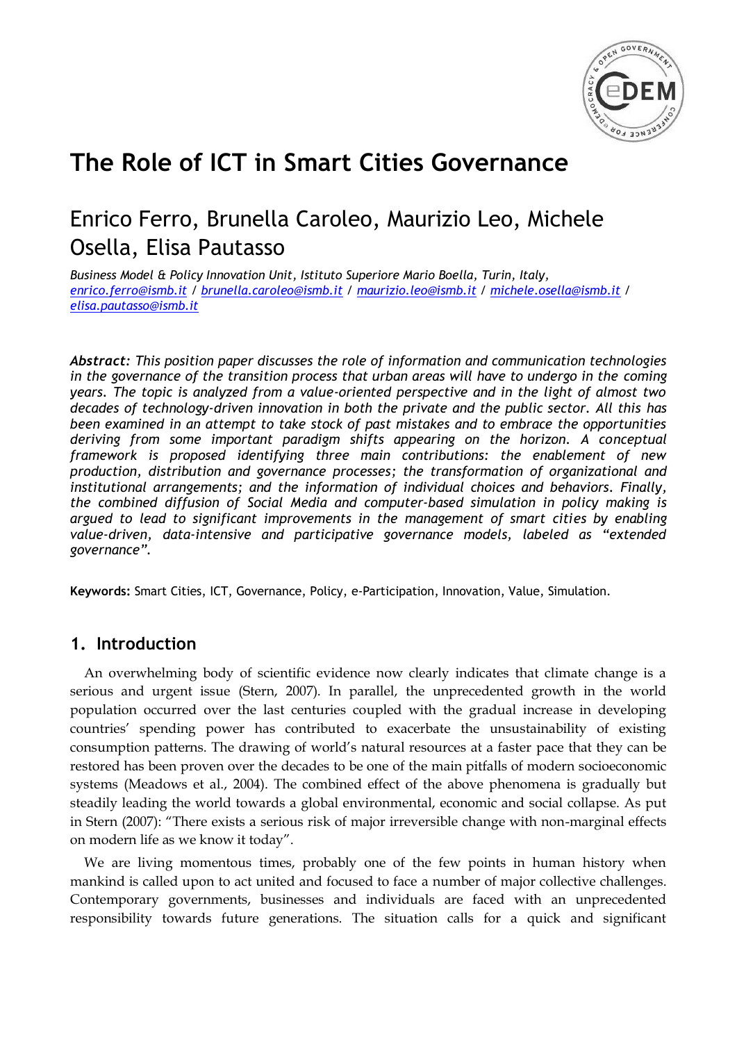# The Role of ICT in Smart Cities Governance

## Enrico Ferro, Brunella Caroleo, Maurizio Leo, Michele Osella, Elisa Pautasso

*Business Model & Policy Innovation Unit, Istituto Superiore Mario Boella, Turin, Italy, enrico.ferro@ismb.it / brunella.caroleo@ismb.it / maurizio.leo@ismb.it / michele.osella@ismb.it / elisa.pautasso@ismb.it*

***Abstract:*** *This position paper discusses the role of information and communication technologies in the governance of the transition process that urban areas will have to undergo in the coming years. The topic is analyzed from a value-oriented perspective and in the light of almost two decades of technology-driven innovation in both the private and the public sector. All this has been examined in an attempt to take stock of past mistakes and to embrace the opportunities deriving from some important paradigm shifts appearing on the horizon. A conceptual framework is proposed identifying three main contributions: the enablement of new production, distribution and governance processes; the transformation of organizational and institutional arrangements; and the information of individual choices and behaviors. Finally, the combined diffusion of Social Media and computer-based simulation in policy making is argued to lead to significant improvements in the management of smart cities by enabling value-driven, data-intensive and participative governance models, labeled as "extended governance".*

**Keywords:** Smart Cities, ICT, Governance, Policy, e-Participation, Innovation, Value, Simulation.

## 1. Introduction

An overwhelming body of scientific evidence now clearly indicates that climate change is a serious and urgent issue (Stern, 2007). In parallel, the unprecedented growth in the world population occurred over the last centuries coupled with the gradual increase in developing countries' spending power has contributed to exacerbate the unsustainability of existing consumption patterns. The drawing of world's natural resources at a faster pace that they can be restored has been proven over the decades to be one of the main pitfalls of modern socioeconomic systems (Meadows et al., 2004). The combined effect of the above phenomena is gradually but steadily leading the world towards a global environmental, economic and social collapse. As put in Stern (2007): "There exists a serious risk of major irreversible change with non-marginal effects on modern life as we know it today".

We are living momentous times, probably one of the few points in human history when mankind is called upon to act united and focused to face a number of major collective challenges. Contemporary governments, businesses and individuals are faced with an unprecedented responsibility towards future generations. The situation calls for a quick and significant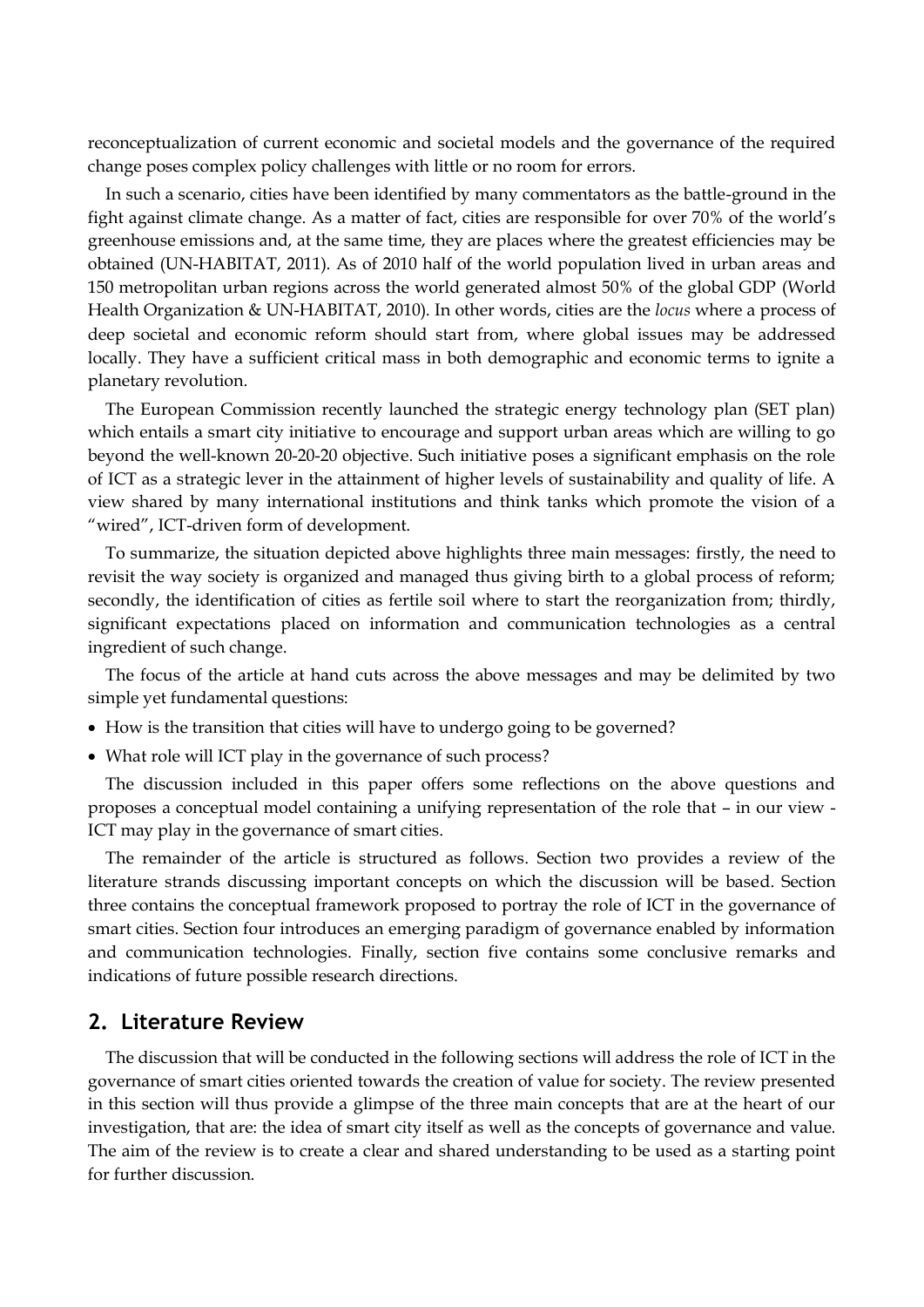reconceptualization of current economic and societal models and the governance of the required change poses complex policy challenges with little or no room for errors.

In such a scenario, cities have been identified by many commentators as the battle-ground in the fight against climate change. As a matter of fact, cities are responsible for over 70% of the world's greenhouse emissions and, at the same time, they are places where the greatest efficiencies may be obtained (UN-HABITAT, 2011). As of 2010 half of the world population lived in urban areas and 150 metropolitan urban regions across the world generated almost 50% of the global GDP (World Health Organization & UN-HABITAT, 2010). In other words, cities are the *locus* where a process of deep societal and economic reform should start from, where global issues may be addressed locally. They have a sufficient critical mass in both demographic and economic terms to ignite a planetary revolution.

The European Commission recently launched the strategic energy technology plan (SET plan) which entails a smart city initiative to encourage and support urban areas which are willing to go beyond the well-known 20-20-20 objective. Such initiative poses a significant emphasis on the role of ICT as a strategic lever in the attainment of higher levels of sustainability and quality of life. A view shared by many international institutions and think tanks which promote the vision of a "wired", ICT-driven form of development.

To summarize, the situation depicted above highlights three main messages: firstly, the need to revisit the way society is organized and managed thus giving birth to a global process of reform; secondly, the identification of cities as fertile soil where to start the reorganization from; thirdly, significant expectations placed on information and communication technologies as a central ingredient of such change.

The focus of the article at hand cuts across the above messages and may be delimited by two simple yet fundamental questions:

- How is the transition that cities will have to undergo going to be governed?
- What role will ICT play in the governance of such process?

The discussion included in this paper offers some reflections on the above questions and proposes a conceptual model containing a unifying representation of the role that – in our view - ICT may play in the governance of smart cities.

The remainder of the article is structured as follows. Section two provides a review of the literature strands discussing important concepts on which the discussion will be based. Section three contains the conceptual framework proposed to portray the role of ICT in the governance of smart cities. Section four introduces an emerging paradigm of governance enabled by information and communication technologies. Finally, section five contains some conclusive remarks and indications of future possible research directions.

## 2. Literature Review

The discussion that will be conducted in the following sections will address the role of ICT in the governance of smart cities oriented towards the creation of value for society. The review presented in this section will thus provide a glimpse of the three main concepts that are at the heart of our investigation, that are: the idea of smart city itself as well as the concepts of governance and value. The aim of the review is to create a clear and shared understanding to be used as a starting point for further discussion.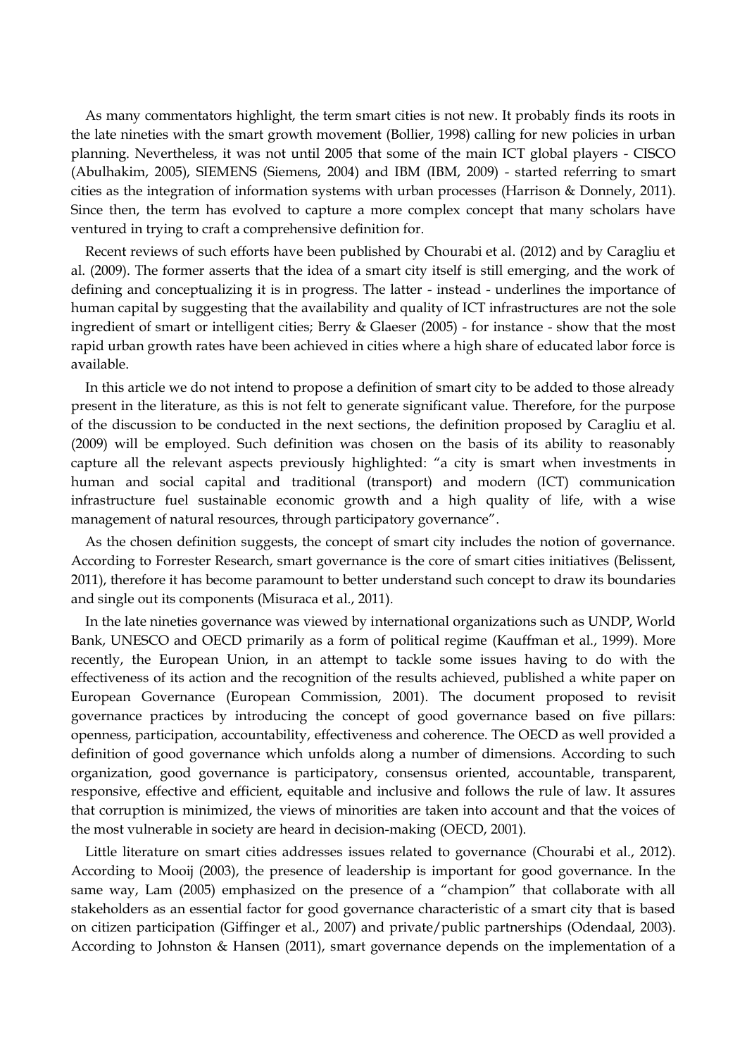As many commentators highlight, the term smart cities is not new. It probably finds its roots in the late nineties with the smart growth movement (Bollier, 1998) calling for new policies in urban planning. Nevertheless, it was not until 2005 that some of the main ICT global players - CISCO (Abulhakim, 2005), SIEMENS (Siemens, 2004) and IBM (IBM, 2009) - started referring to smart cities as the integration of information systems with urban processes (Harrison & Donnely, 2011). Since then, the term has evolved to capture a more complex concept that many scholars have ventured in trying to craft a comprehensive definition for.

Recent reviews of such efforts have been published by Chourabi et al. (2012) and by Caragliu et al. (2009). The former asserts that the idea of a smart city itself is still emerging, and the work of defining and conceptualizing it is in progress. The latter - instead - underlines the importance of human capital by suggesting that the availability and quality of ICT infrastructures are not the sole ingredient of smart or intelligent cities; Berry & Glaeser (2005) - for instance - show that the most rapid urban growth rates have been achieved in cities where a high share of educated labor force is available.

In this article we do not intend to propose a definition of smart city to be added to those already present in the literature, as this is not felt to generate significant value. Therefore, for the purpose of the discussion to be conducted in the next sections, the definition proposed by Caragliu et al. (2009) will be employed. Such definition was chosen on the basis of its ability to reasonably capture all the relevant aspects previously highlighted: "a city is smart when investments in human and social capital and traditional (transport) and modern (ICT) communication infrastructure fuel sustainable economic growth and a high quality of life, with a wise management of natural resources, through participatory governance".

As the chosen definition suggests, the concept of smart city includes the notion of governance. According to Forrester Research, smart governance is the core of smart cities initiatives (Belissent, 2011), therefore it has become paramount to better understand such concept to draw its boundaries and single out its components (Misuraca et al., 2011).

In the late nineties governance was viewed by international organizations such as UNDP, World Bank, UNESCO and OECD primarily as a form of political regime (Kauffman et al., 1999). More recently, the European Union, in an attempt to tackle some issues having to do with the effectiveness of its action and the recognition of the results achieved, published a white paper on European Governance (European Commission, 2001). The document proposed to revisit governance practices by introducing the concept of good governance based on five pillars: openness, participation, accountability, effectiveness and coherence. The OECD as well provided a definition of good governance which unfolds along a number of dimensions. According to such organization, good governance is participatory, consensus oriented, accountable, transparent, responsive, effective and efficient, equitable and inclusive and follows the rule of law. It assures that corruption is minimized, the views of minorities are taken into account and that the voices of the most vulnerable in society are heard in decision-making (OECD, 2001).

Little literature on smart cities addresses issues related to governance (Chourabi et al., 2012). According to Mooij (2003), the presence of leadership is important for good governance. In the same way, Lam (2005) emphasized on the presence of a "champion" that collaborate with all stakeholders as an essential factor for good governance characteristic of a smart city that is based on citizen participation (Giffinger et al., 2007) and private/public partnerships (Odendaal, 2003). According to Johnston & Hansen (2011), smart governance depends on the implementation of a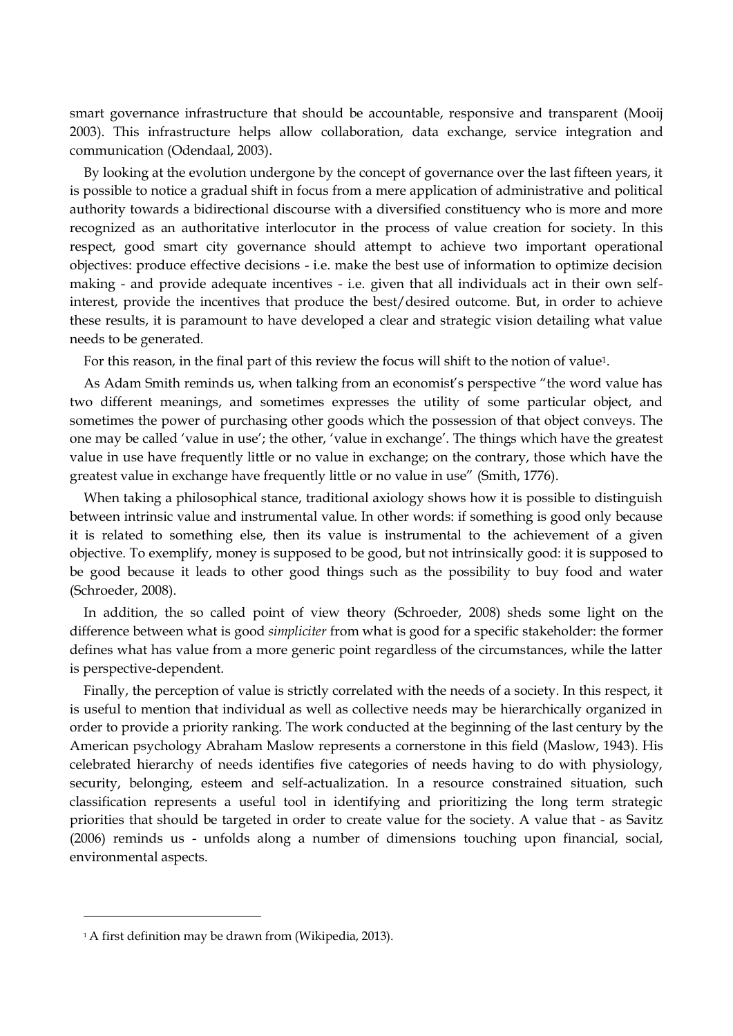smart governance infrastructure that should be accountable, responsive and transparent (Mooij 2003). This infrastructure helps allow collaboration, data exchange, service integration and communication (Odendaal, 2003).

By looking at the evolution undergone by the concept of governance over the last fifteen years, it is possible to notice a gradual shift in focus from a mere application of administrative and political authority towards a bidirectional discourse with a diversified constituency who is more and more recognized as an authoritative interlocutor in the process of value creation for society. In this respect, good smart city governance should attempt to achieve two important operational objectives: produce effective decisions - i.e. make the best use of information to optimize decision making - and provide adequate incentives - i.e. given that all individuals act in their own self-interest, provide the incentives that produce the best/desired outcome. But, in order to achieve these results, it is paramount to have developed a clear and strategic vision detailing what value needs to be generated.

For this reason, in the final part of this review the focus will shift to the notion of value[1].

As Adam Smith reminds us, when talking from an economist's perspective "the word value has two different meanings, and sometimes expresses the utility of some particular object, and sometimes the power of purchasing other goods which the possession of that object conveys. The one may be called 'value in use'; the other, 'value in exchange'. The things which have the greatest value in use have frequently little or no value in exchange; on the contrary, those which have the greatest value in exchange have frequently little or no value in use" (Smith, 1776).

When taking a philosophical stance, traditional axiology shows how it is possible to distinguish between intrinsic value and instrumental value. In other words: if something is good only because it is related to something else, then its value is instrumental to the achievement of a given objective. To exemplify, money is supposed to be good, but not intrinsically good: it is supposed to be good because it leads to other good things such as the possibility to buy food and water (Schroeder, 2008).

In addition, the so called point of view theory (Schroeder, 2008) sheds some light on the difference between what is good *simpliciter* from what is good for a specific stakeholder: the former defines what has value from a more generic point regardless of the circumstances, while the latter is perspective-dependent.

Finally, the perception of value is strictly correlated with the needs of a society. In this respect, it is useful to mention that individual as well as collective needs may be hierarchically organized in order to provide a priority ranking. The work conducted at the beginning of the last century by the American psychology Abraham Maslow represents a cornerstone in this field (Maslow, 1943). His celebrated hierarchy of needs identifies five categories of needs having to do with physiology, security, belonging, esteem and self-actualization. In a resource constrained situation, such classification represents a useful tool in identifying and prioritizing the long term strategic priorities that should be targeted in order to create value for the society. A value that - as Savitz (2006) reminds us - unfolds along a number of dimensions touching upon financial, social, environmental aspects.

[1] A first definition may be drawn from (Wikipedia, 2013).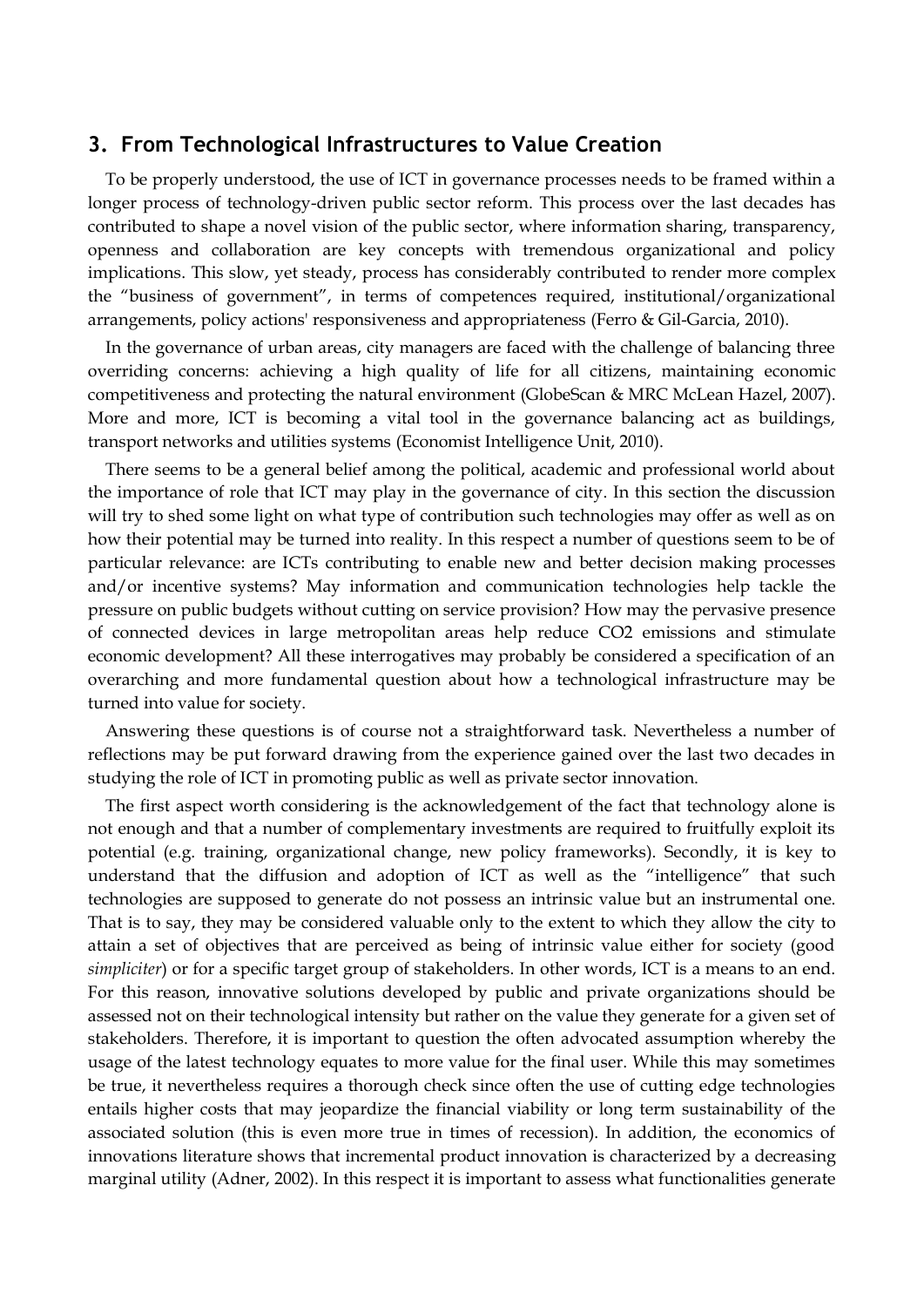## 3. From Technological Infrastructures to Value Creation

To be properly understood, the use of ICT in governance processes needs to be framed within a longer process of technology-driven public sector reform. This process over the last decades has contributed to shape a novel vision of the public sector, where information sharing, transparency, openness and collaboration are key concepts with tremendous organizational and policy implications. This slow, yet steady, process has considerably contributed to render more complex the "business of government", in terms of competences required, institutional/organizational arrangements, policy actions' responsiveness and appropriateness (Ferro & Gil-Garcia, 2010).

In the governance of urban areas, city managers are faced with the challenge of balancing three overriding concerns: achieving a high quality of life for all citizens, maintaining economic competitiveness and protecting the natural environment (GlobeScan & MRC McLean Hazel, 2007). More and more, ICT is becoming a vital tool in the governance balancing act as buildings, transport networks and utilities systems (Economist Intelligence Unit, 2010).

There seems to be a general belief among the political, academic and professional world about the importance of role that ICT may play in the governance of city. In this section the discussion will try to shed some light on what type of contribution such technologies may offer as well as on how their potential may be turned into reality. In this respect a number of questions seem to be of particular relevance: are ICTs contributing to enable new and better decision making processes and/or incentive systems? May information and communication technologies help tackle the pressure on public budgets without cutting on service provision? How may the pervasive presence of connected devices in large metropolitan areas help reduce CO2 emissions and stimulate economic development? All these interrogatives may probably be considered a specification of an overarching and more fundamental question about how a technological infrastructure may be turned into value for society.

Answering these questions is of course not a straightforward task. Nevertheless a number of reflections may be put forward drawing from the experience gained over the last two decades in studying the role of ICT in promoting public as well as private sector innovation.

The first aspect worth considering is the acknowledgement of the fact that technology alone is not enough and that a number of complementary investments are required to fruitfully exploit its potential (e.g. training, organizational change, new policy frameworks). Secondly, it is key to understand that the diffusion and adoption of ICT as well as the "intelligence" that such technologies are supposed to generate do not possess an intrinsic value but an instrumental one. That is to say, they may be considered valuable only to the extent to which they allow the city to attain a set of objectives that are perceived as being of intrinsic value either for society (good *simpliciter*) or for a specific target group of stakeholders. In other words, ICT is a means to an end. For this reason, innovative solutions developed by public and private organizations should be assessed not on their technological intensity but rather on the value they generate for a given set of stakeholders. Therefore, it is important to question the often advocated assumption whereby the usage of the latest technology equates to more value for the final user. While this may sometimes be true, it nevertheless requires a thorough check since often the use of cutting edge technologies entails higher costs that may jeopardize the financial viability or long term sustainability of the associated solution (this is even more true in times of recession). In addition, the economics of innovations literature shows that incremental product innovation is characterized by a decreasing marginal utility (Adner, 2002). In this respect it is important to assess what functionalities generate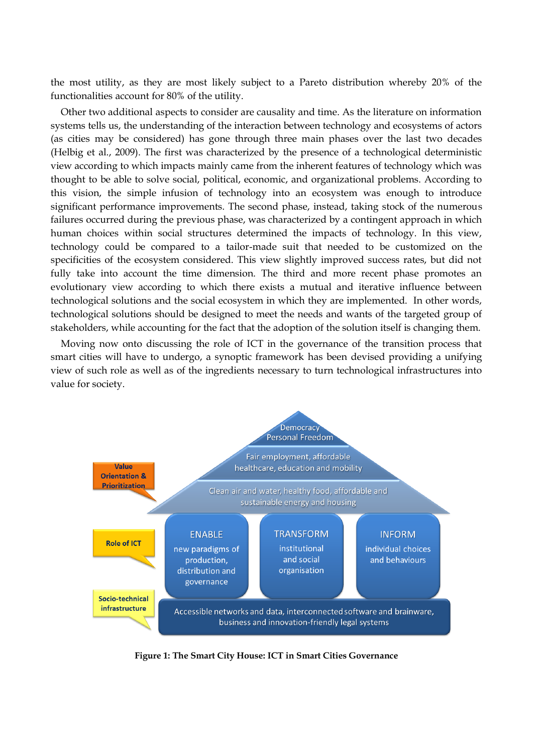the most utility, as they are most likely subject to a Pareto distribution whereby 20% of the functionalities account for 80% of the utility.

Other two additional aspects to consider are causality and time. As the literature on information systems tells us, the understanding of the interaction between technology and ecosystems of actors (as cities may be considered) has gone through three main phases over the last two decades (Helbig et al., 2009). The first was characterized by the presence of a technological deterministic view according to which impacts mainly came from the inherent features of technology which was thought to be able to solve social, political, economic, and organizational problems. According to this vision, the simple infusion of technology into an ecosystem was enough to introduce significant performance improvements. The second phase, instead, taking stock of the numerous failures occurred during the previous phase, was characterized by a contingent approach in which human choices within social structures determined the impacts of technology. In this view, technology could be compared to a tailor-made suit that needed to be customized on the specificities of the ecosystem considered. This view slightly improved success rates, but did not fully take into account the time dimension. The third and more recent phase promotes an evolutionary view according to which there exists a mutual and iterative influence between technological solutions and the social ecosystem in which they are implemented. In other words, technological solutions should be designed to meet the needs and wants of the targeted group of stakeholders, while accounting for the fact that the adoption of the solution itself is changing them.

Moving now onto discussing the role of ICT in the governance of the transition process that smart cities will have to undergo, a synoptic framework has been devised providing a unifying view of such role as well as of the ingredients necessary to turn technological infrastructures into value for society.

**Value Orientation & Prioritization**
- Democracy, Personal Freedom
- Fair employment, affordable healthcare, education and mobility
- Clean air and water, healthy food, affordable and sustainable energy and housing

**Role of ICT**
- ENABLE: new paradigms of production, distribution and governance
- TRANSFORM: institutional and social organisation
- INFORM: individual choices and behaviours

**Socio-technical infrastructure**
- Accessible networks and data, interconnected software and brainware, business and innovation-friendly legal systems

**Figure 1: The Smart City House: ICT in Smart Cities Governance**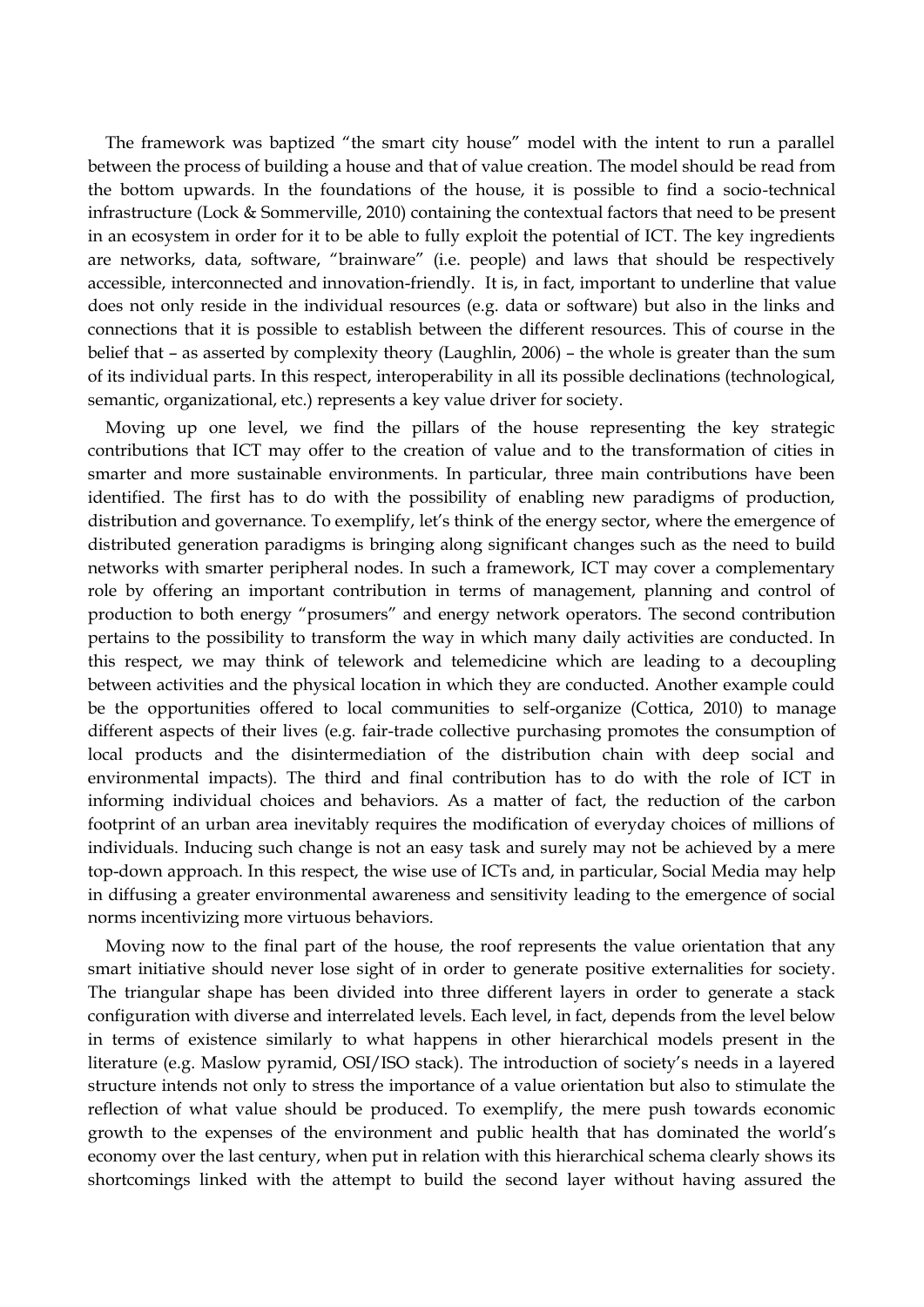The framework was baptized "the smart city house" model with the intent to run a parallel between the process of building a house and that of value creation. The model should be read from the bottom upwards. In the foundations of the house, it is possible to find a socio-technical infrastructure (Lock & Sommerville, 2010) containing the contextual factors that need to be present in an ecosystem in order for it to be able to fully exploit the potential of ICT. The key ingredients are networks, data, software, "brainware" (i.e. people) and laws that should be respectively accessible, interconnected and innovation-friendly. It is, in fact, important to underline that value does not only reside in the individual resources (e.g. data or software) but also in the links and connections that it is possible to establish between the different resources. This of course in the belief that – as asserted by complexity theory (Laughlin, 2006) – the whole is greater than the sum of its individual parts. In this respect, interoperability in all its possible declinations (technological, semantic, organizational, etc.) represents a key value driver for society.

Moving up one level, we find the pillars of the house representing the key strategic contributions that ICT may offer to the creation of value and to the transformation of cities in smarter and more sustainable environments. In particular, three main contributions have been identified. The first has to do with the possibility of enabling new paradigms of production, distribution and governance. To exemplify, let's think of the energy sector, where the emergence of distributed generation paradigms is bringing along significant changes such as the need to build networks with smarter peripheral nodes. In such a framework, ICT may cover a complementary role by offering an important contribution in terms of management, planning and control of production to both energy "prosumers" and energy network operators. The second contribution pertains to the possibility to transform the way in which many daily activities are conducted. In this respect, we may think of telework and telemedicine which are leading to a decoupling between activities and the physical location in which they are conducted. Another example could be the opportunities offered to local communities to self-organize (Cottica, 2010) to manage different aspects of their lives (e.g. fair-trade collective purchasing promotes the consumption of local products and the disintermediation of the distribution chain with deep social and environmental impacts). The third and final contribution has to do with the role of ICT in informing individual choices and behaviors. As a matter of fact, the reduction of the carbon footprint of an urban area inevitably requires the modification of everyday choices of millions of individuals. Inducing such change is not an easy task and surely may not be achieved by a mere top-down approach. In this respect, the wise use of ICTs and, in particular, Social Media may help in diffusing a greater environmental awareness and sensitivity leading to the emergence of social norms incentivizing more virtuous behaviors.

Moving now to the final part of the house, the roof represents the value orientation that any smart initiative should never lose sight of in order to generate positive externalities for society. The triangular shape has been divided into three different layers in order to generate a stack configuration with diverse and interrelated levels. Each level, in fact, depends from the level below in terms of existence similarly to what happens in other hierarchical models present in the literature (e.g. Maslow pyramid, OSI/ISO stack). The introduction of society's needs in a layered structure intends not only to stress the importance of a value orientation but also to stimulate the reflection of what value should be produced. To exemplify, the mere push towards economic growth to the expenses of the environment and public health that has dominated the world's economy over the last century, when put in relation with this hierarchical schema clearly shows its shortcomings linked with the attempt to build the second layer without having assured the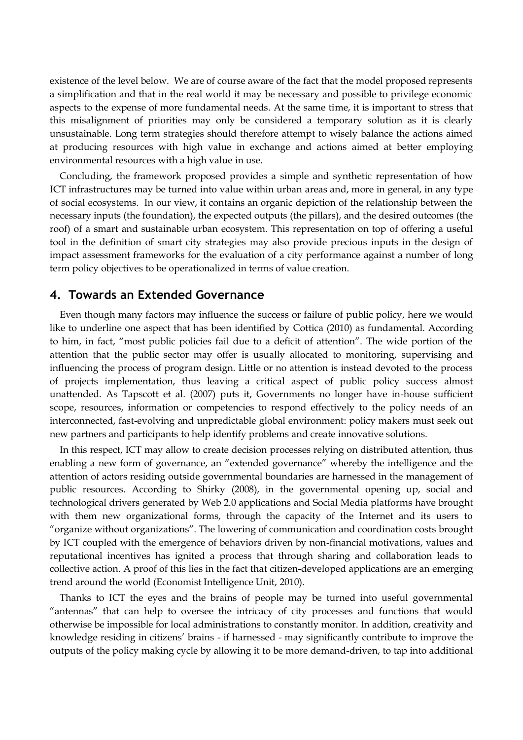existence of the level below. We are of course aware of the fact that the model proposed represents a simplification and that in the real world it may be necessary and possible to privilege economic aspects to the expense of more fundamental needs. At the same time, it is important to stress that this misalignment of priorities may only be considered a temporary solution as it is clearly unsustainable. Long term strategies should therefore attempt to wisely balance the actions aimed at producing resources with high value in exchange and actions aimed at better employing environmental resources with a high value in use.

Concluding, the framework proposed provides a simple and synthetic representation of how ICT infrastructures may be turned into value within urban areas and, more in general, in any type of social ecosystems. In our view, it contains an organic depiction of the relationship between the necessary inputs (the foundation), the expected outputs (the pillars), and the desired outcomes (the roof) of a smart and sustainable urban ecosystem. This representation on top of offering a useful tool in the definition of smart city strategies may also provide precious inputs in the design of impact assessment frameworks for the evaluation of a city performance against a number of long term policy objectives to be operationalized in terms of value creation.

## 4. Towards an Extended Governance

Even though many factors may influence the success or failure of public policy, here we would like to underline one aspect that has been identified by Cottica (2010) as fundamental. According to him, in fact, "most public policies fail due to a deficit of attention". The wide portion of the attention that the public sector may offer is usually allocated to monitoring, supervising and influencing the process of program design. Little or no attention is instead devoted to the process of projects implementation, thus leaving a critical aspect of public policy success almost unattended. As Tapscott et al. (2007) puts it, Governments no longer have in-house sufficient scope, resources, information or competencies to respond effectively to the policy needs of an interconnected, fast-evolving and unpredictable global environment: policy makers must seek out new partners and participants to help identify problems and create innovative solutions.

In this respect, ICT may allow to create decision processes relying on distributed attention, thus enabling a new form of governance, an "extended governance" whereby the intelligence and the attention of actors residing outside governmental boundaries are harnessed in the management of public resources. According to Shirky (2008), in the governmental opening up, social and technological drivers generated by Web 2.0 applications and Social Media platforms have brought with them new organizational forms, through the capacity of the Internet and its users to "organize without organizations". The lowering of communication and coordination costs brought by ICT coupled with the emergence of behaviors driven by non-financial motivations, values and reputational incentives has ignited a process that through sharing and collaboration leads to collective action. A proof of this lies in the fact that citizen-developed applications are an emerging trend around the world (Economist Intelligence Unit, 2010).

Thanks to ICT the eyes and the brains of people may be turned into useful governmental "antennas" that can help to oversee the intricacy of city processes and functions that would otherwise be impossible for local administrations to constantly monitor. In addition, creativity and knowledge residing in citizens' brains - if harnessed - may significantly contribute to improve the outputs of the policy making cycle by allowing it to be more demand-driven, to tap into additional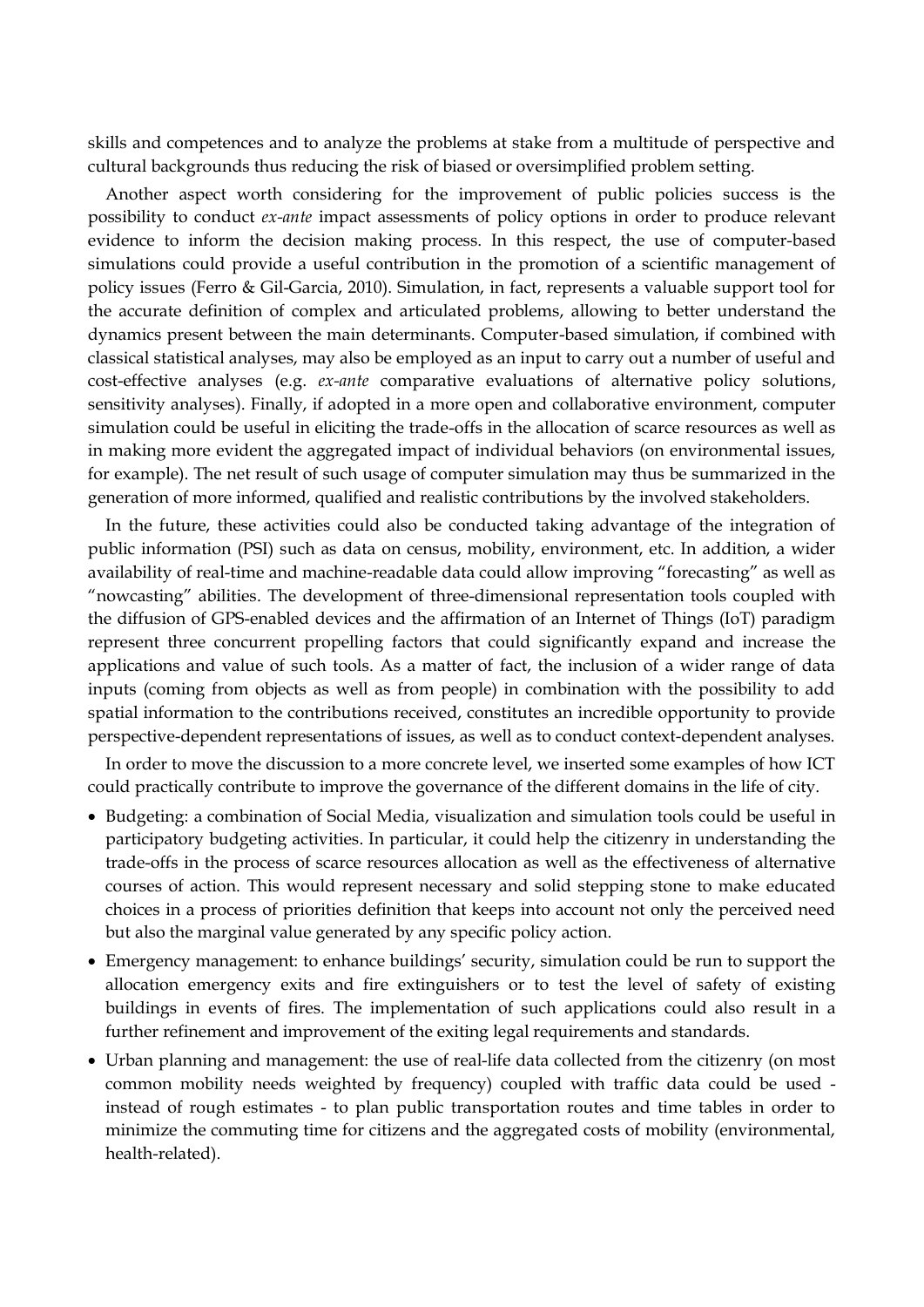skills and competences and to analyze the problems at stake from a multitude of perspective and cultural backgrounds thus reducing the risk of biased or oversimplified problem setting.

Another aspect worth considering for the improvement of public policies success is the possibility to conduct *ex-ante* impact assessments of policy options in order to produce relevant evidence to inform the decision making process. In this respect, the use of computer-based simulations could provide a useful contribution in the promotion of a scientific management of policy issues (Ferro & Gil-Garcia, 2010). Simulation, in fact, represents a valuable support tool for the accurate definition of complex and articulated problems, allowing to better understand the dynamics present between the main determinants. Computer-based simulation, if combined with classical statistical analyses, may also be employed as an input to carry out a number of useful and cost-effective analyses (e.g. *ex-ante* comparative evaluations of alternative policy solutions, sensitivity analyses). Finally, if adopted in a more open and collaborative environment, computer simulation could be useful in eliciting the trade-offs in the allocation of scarce resources as well as in making more evident the aggregated impact of individual behaviors (on environmental issues, for example). The net result of such usage of computer simulation may thus be summarized in the generation of more informed, qualified and realistic contributions by the involved stakeholders.

In the future, these activities could also be conducted taking advantage of the integration of public information (PSI) such as data on census, mobility, environment, etc. In addition, a wider availability of real-time and machine-readable data could allow improving "forecasting" as well as "nowcasting" abilities. The development of three-dimensional representation tools coupled with the diffusion of GPS-enabled devices and the affirmation of an Internet of Things (IoT) paradigm represent three concurrent propelling factors that could significantly expand and increase the applications and value of such tools. As a matter of fact, the inclusion of a wider range of data inputs (coming from objects as well as from people) in combination with the possibility to add spatial information to the contributions received, constitutes an incredible opportunity to provide perspective-dependent representations of issues, as well as to conduct context-dependent analyses.

In order to move the discussion to a more concrete level, we inserted some examples of how ICT could practically contribute to improve the governance of the different domains in the life of city.

- Budgeting: a combination of Social Media, visualization and simulation tools could be useful in participatory budgeting activities. In particular, it could help the citizenry in understanding the trade-offs in the process of scarce resources allocation as well as the effectiveness of alternative courses of action. This would represent necessary and solid stepping stone to make educated choices in a process of priorities definition that keeps into account not only the perceived need but also the marginal value generated by any specific policy action.
- Emergency management: to enhance buildings' security, simulation could be run to support the allocation emergency exits and fire extinguishers or to test the level of safety of existing buildings in events of fires. The implementation of such applications could also result in a further refinement and improvement of the exiting legal requirements and standards.
- Urban planning and management: the use of real-life data collected from the citizenry (on most common mobility needs weighted by frequency) coupled with traffic data could be used - instead of rough estimates - to plan public transportation routes and time tables in order to minimize the commuting time for citizens and the aggregated costs of mobility (environmental, health-related).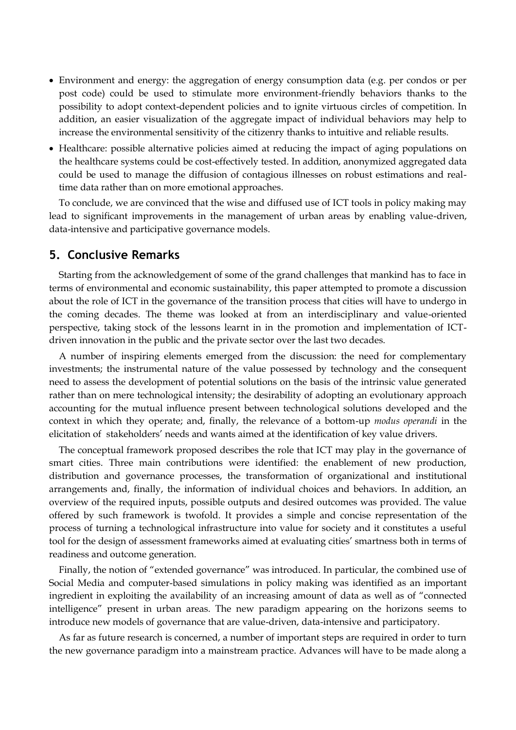- Environment and energy: the aggregation of energy consumption data (e.g. per condos or per post code) could be used to stimulate more environment-friendly behaviors thanks to the possibility to adopt context-dependent policies and to ignite virtuous circles of competition. In addition, an easier visualization of the aggregate impact of individual behaviors may help to increase the environmental sensitivity of the citizenry thanks to intuitive and reliable results.
- Healthcare: possible alternative policies aimed at reducing the impact of aging populations on the healthcare systems could be cost-effectively tested. In addition, anonymized aggregated data could be used to manage the diffusion of contagious illnesses on robust estimations and real-time data rather than on more emotional approaches.

To conclude, we are convinced that the wise and diffused use of ICT tools in policy making may lead to significant improvements in the management of urban areas by enabling value-driven, data-intensive and participative governance models.

## 5. Conclusive Remarks

Starting from the acknowledgement of some of the grand challenges that mankind has to face in terms of environmental and economic sustainability, this paper attempted to promote a discussion about the role of ICT in the governance of the transition process that cities will have to undergo in the coming decades. The theme was looked at from an interdisciplinary and value-oriented perspective, taking stock of the lessons learnt in in the promotion and implementation of ICT-driven innovation in the public and the private sector over the last two decades.

A number of inspiring elements emerged from the discussion: the need for complementary investments; the instrumental nature of the value possessed by technology and the consequent need to assess the development of potential solutions on the basis of the intrinsic value generated rather than on mere technological intensity; the desirability of adopting an evolutionary approach accounting for the mutual influence present between technological solutions developed and the context in which they operate; and, finally, the relevance of a bottom-up *modus operandi* in the elicitation of stakeholders' needs and wants aimed at the identification of key value drivers.

The conceptual framework proposed describes the role that ICT may play in the governance of smart cities. Three main contributions were identified: the enablement of new production, distribution and governance processes, the transformation of organizational and institutional arrangements and, finally, the information of individual choices and behaviors. In addition, an overview of the required inputs, possible outputs and desired outcomes was provided. The value offered by such framework is twofold. It provides a simple and concise representation of the process of turning a technological infrastructure into value for society and it constitutes a useful tool for the design of assessment frameworks aimed at evaluating cities' smartness both in terms of readiness and outcome generation.

Finally, the notion of "extended governance" was introduced. In particular, the combined use of Social Media and computer-based simulations in policy making was identified as an important ingredient in exploiting the availability of an increasing amount of data as well as of "connected intelligence" present in urban areas. The new paradigm appearing on the horizons seems to introduce new models of governance that are value-driven, data-intensive and participatory.

As far as future research is concerned, a number of important steps are required in order to turn the new governance paradigm into a mainstream practice. Advances will have to be made along a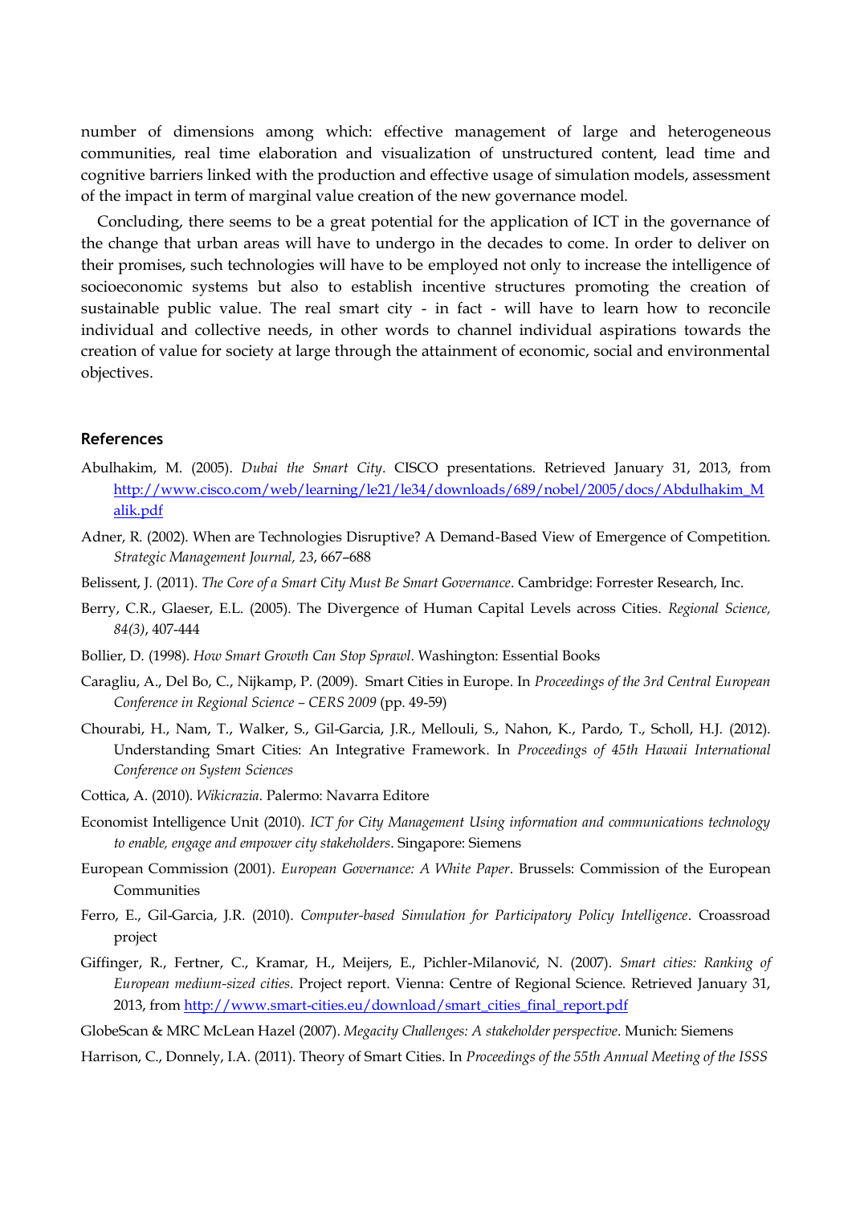number of dimensions among which: effective management of large and heterogeneous communities, real time elaboration and visualization of unstructured content, lead time and cognitive barriers linked with the production and effective usage of simulation models, assessment of the impact in term of marginal value creation of the new governance model.

Concluding, there seems to be a great potential for the application of ICT in the governance of the change that urban areas will have to undergo in the decades to come. In order to deliver on their promises, such technologies will have to be employed not only to increase the intelligence of socioeconomic systems but also to establish incentive structures promoting the creation of sustainable public value. The real smart city - in fact - will have to learn how to reconcile individual and collective needs, in other words to channel individual aspirations towards the creation of value for society at large through the attainment of economic, social and environmental objectives.

## References

Abulhakim, M. (2005). *Dubai the Smart City*. CISCO presentations. Retrieved January 31, 2013, from http://www.cisco.com/web/learning/le21/le34/downloads/689/nobel/2005/docs/Abdulhakim_Malik.pdf

Adner, R. (2002). When are Technologies Disruptive? A Demand-Based View of Emergence of Competition. *Strategic Management Journal, 23*, 667–688

Belissent, J. (2011). *The Core of a Smart City Must Be Smart Governance*. Cambridge: Forrester Research, Inc.

Berry, C.R., Glaeser, E.L. (2005). The Divergence of Human Capital Levels across Cities. *Regional Science, 84(3)*, 407-444

Bollier, D. (1998). *How Smart Growth Can Stop Sprawl*. Washington: Essential Books

Caragliu, A., Del Bo, C., Nijkamp, P. (2009). Smart Cities in Europe. In *Proceedings of the 3rd Central European Conference in Regional Science – CERS 2009* (pp. 49-59)

Chourabi, H., Nam, T., Walker, S., Gil-Garcia, J.R., Mellouli, S., Nahon, K., Pardo, T., Scholl, H.J. (2012). Understanding Smart Cities: An Integrative Framework. In *Proceedings of 45th Hawaii International Conference on System Sciences*

Cottica, A. (2010). *Wikicrazia*. Palermo: Navarra Editore

Economist Intelligence Unit (2010). *ICT for City Management Using information and communications technology to enable, engage and empower city stakeholders*. Singapore: Siemens

European Commission (2001). *European Governance: A White Paper*. Brussels: Commission of the European Communities

Ferro, E., Gil-Garcia, J.R. (2010). *Computer-based Simulation for Participatory Policy Intelligence*. Croassroad project

Giffinger, R., Fertner, C., Kramar, H., Meijers, E., Pichler-Milanović, N. (2007). *Smart cities: Ranking of European medium-sized cities*. Project report. Vienna: Centre of Regional Science. Retrieved January 31, 2013, from http://www.smart-cities.eu/download/smart_cities_final_report.pdf

GlobeScan & MRC McLean Hazel (2007). *Megacity Challenges: A stakeholder perspective*. Munich: Siemens

Harrison, C., Donnely, I.A. (2011). Theory of Smart Cities. In *Proceedings of the 55th Annual Meeting of the ISSS*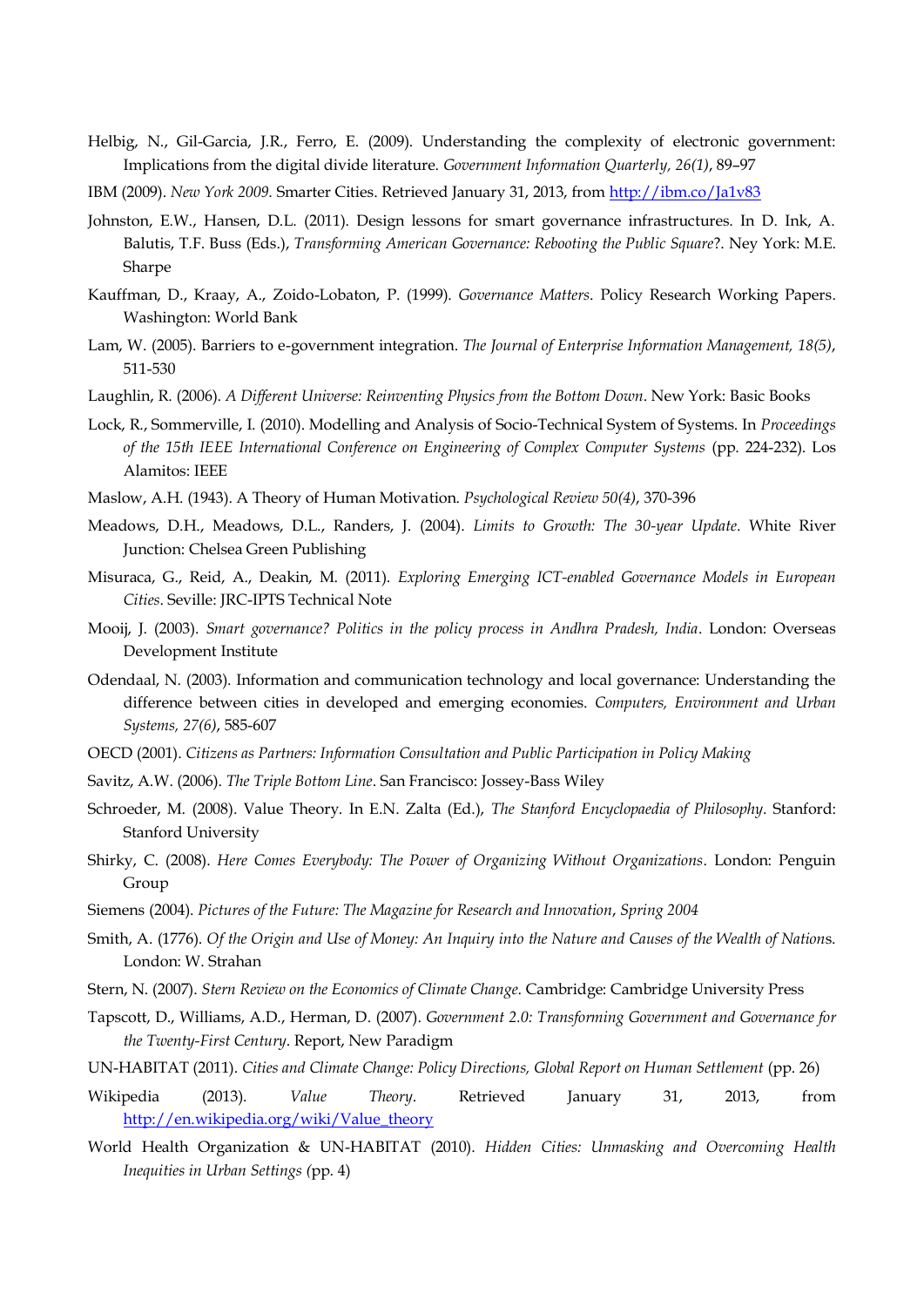Helbig, N., Gil-Garcia, J.R., Ferro, E. (2009). Understanding the complexity of electronic government: Implications from the digital divide literature. *Government Information Quarterly, 26(1)*, 89–97

IBM (2009). *New York 2009*. Smarter Cities. Retrieved January 31, 2013, from http://ibm.co/Ja1v83

Johnston, E.W., Hansen, D.L. (2011). Design lessons for smart governance infrastructures. In D. Ink, A. Balutis, T.F. Buss (Eds.), *Transforming American Governance: Rebooting the Public Square*?. Ney York: M.E. Sharpe

Kauffman, D., Kraay, A., Zoido-Lobaton, P. (1999). *Governance Matters*. Policy Research Working Papers. Washington: World Bank

Lam, W. (2005). Barriers to e-government integration. *The Journal of Enterprise Information Management, 18(5)*, 511-530

Laughlin, R. (2006). *A Different Universe: Reinventing Physics from the Bottom Down*. New York: Basic Books

Lock, R., Sommerville, I. (2010). Modelling and Analysis of Socio-Technical System of Systems. In *Proceedings of the 15th IEEE International Conference on Engineering of Complex Computer Systems* (pp. 224-232). Los Alamitos: IEEE

Maslow, A.H. (1943). A Theory of Human Motivation. *Psychological Review 50(4)*, 370-396

Meadows, D.H., Meadows, D.L., Randers, J. (2004). *Limits to Growth: The 30-year Update*. White River Junction: Chelsea Green Publishing

Misuraca, G., Reid, A., Deakin, M. (2011). *Exploring Emerging ICT-enabled Governance Models in European Cities*. Seville: JRC-IPTS Technical Note

Mooij, J. (2003). *Smart governance? Politics in the policy process in Andhra Pradesh, India*. London: Overseas Development Institute

Odendaal, N. (2003). Information and communication technology and local governance: Understanding the difference between cities in developed and emerging economies. *Computers, Environment and Urban Systems, 27(6)*, 585-607

OECD (2001). *Citizens as Partners: Information Consultation and Public Participation in Policy Making*

Savitz, A.W. (2006). *The Triple Bottom Line*. San Francisco: Jossey-Bass Wiley

Schroeder, M. (2008). Value Theory. In E.N. Zalta (Ed.), *The Stanford Encyclopaedia of Philosophy*. Stanford: Stanford University

Shirky, C. (2008). *Here Comes Everybody: The Power of Organizing Without Organizations*. London: Penguin Group

Siemens (2004). *Pictures of the Future: The Magazine for Research and Innovation*, *Spring 2004*

Smith, A. (1776). *Of the Origin and Use of Money: An Inquiry into the Nature and Causes of the Wealth of Nation*s. London: W. Strahan

Stern, N. (2007). *Stern Review on the Economics of Climate Change*. Cambridge: Cambridge University Press

Tapscott, D., Williams, A.D., Herman, D. (2007). *Government 2.0: Transforming Government and Governance for the Twenty-First Century*. Report, New Paradigm

UN-HABITAT (2011). *Cities and Climate Change: Policy Directions, Global Report on Human Settlement* (pp. 26)

Wikipedia (2013). *Value Theory*. Retrieved January 31, 2013, from http://en.wikipedia.org/wiki/Value_theory

World Health Organization & UN-HABITAT (2010). *Hidden Cities: Unmasking and Overcoming Health Inequities in Urban Settings* (pp. 4)